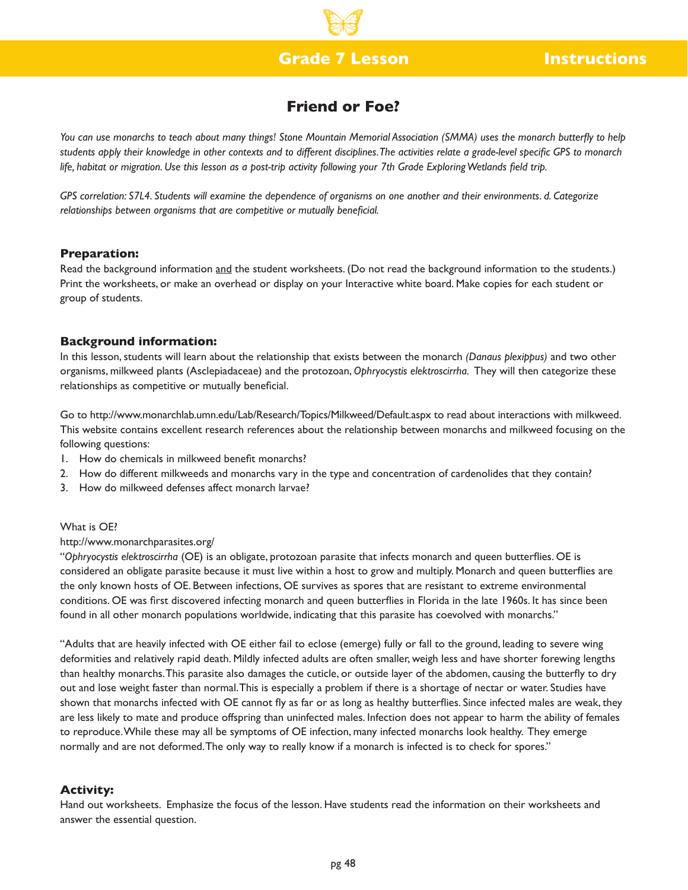Grade 7 Lesson — Instructions

# Friend or Foe?

*You can use monarchs to teach about many things! Stone Mountain Memorial Association (SMMA) uses the monarch butterfly to help students apply their knowledge in other contexts and to different disciplines. The activities relate a grade-level specific GPS to monarch life, habitat or migration. Use this lesson as a post-trip activity following your 7th Grade Exploring Wetlands field trip.*

*GPS correlation: S7L4. Students will examine the dependence of organisms on one another and their environments. d. Categorize relationships between organisms that are competitive or mutually beneficial.*

## Preparation:

Read the background information and the student worksheets. (Do not read the background information to the students.) Print the worksheets, or make an overhead or display on your Interactive white board. Make copies for each student or group of students.

## Background information:

In this lesson, students will learn about the relationship that exists between the monarch *(Danaus plexippus)* and two other organisms, milkweed plants (Asclepiadaceae) and the protozoan, *Ophryocystis elektroscirrha*. They will then categorize these relationships as competitive or mutually beneficial.

Go to http://www.monarchlab.umn.edu/Lab/Research/Topics/Milkweed/Default.aspx to read about interactions with milkweed. This website contains excellent research references about the relationship between monarchs and milkweed focusing on the following questions:

1. How do chemicals in milkweed benefit monarchs?
2. How do different milkweeds and monarchs vary in the type and concentration of cardenolides that they contain?
3. How do milkweed defenses affect monarch larvae?

What is OE?

http://www.monarchparasites.org/

"*Ophryocystis elektroscirrha* (OE) is an obligate, protozoan parasite that infects monarch and queen butterflies. OE is considered an obligate parasite because it must live within a host to grow and multiply. Monarch and queen butterflies are the only known hosts of OE. Between infections, OE survives as spores that are resistant to extreme environmental conditions. OE was first discovered infecting monarch and queen butterflies in Florida in the late 1960s. It has since been found in all other monarch populations worldwide, indicating that this parasite has coevolved with monarchs."

"Adults that are heavily infected with OE either fail to eclose (emerge) fully or fall to the ground, leading to severe wing deformities and relatively rapid death. Mildly infected adults are often smaller, weigh less and have shorter forewing lengths than healthy monarchs. This parasite also damages the cuticle, or outside layer of the abdomen, causing the butterfly to dry out and lose weight faster than normal. This is especially a problem if there is a shortage of nectar or water. Studies have shown that monarchs infected with OE cannot fly as far or as long as healthy butterflies. Since infected males are weak, they are less likely to mate and produce offspring than uninfected males. Infection does not appear to harm the ability of females to reproduce. While these may all be symptoms of OE infection, many infected monarchs look healthy. They emerge normally and are not deformed. The only way to really know if a monarch is infected is to check for spores."

## Activity:

Hand out worksheets. Emphasize the focus of the lesson. Have students read the information on their worksheets and answer the essential question.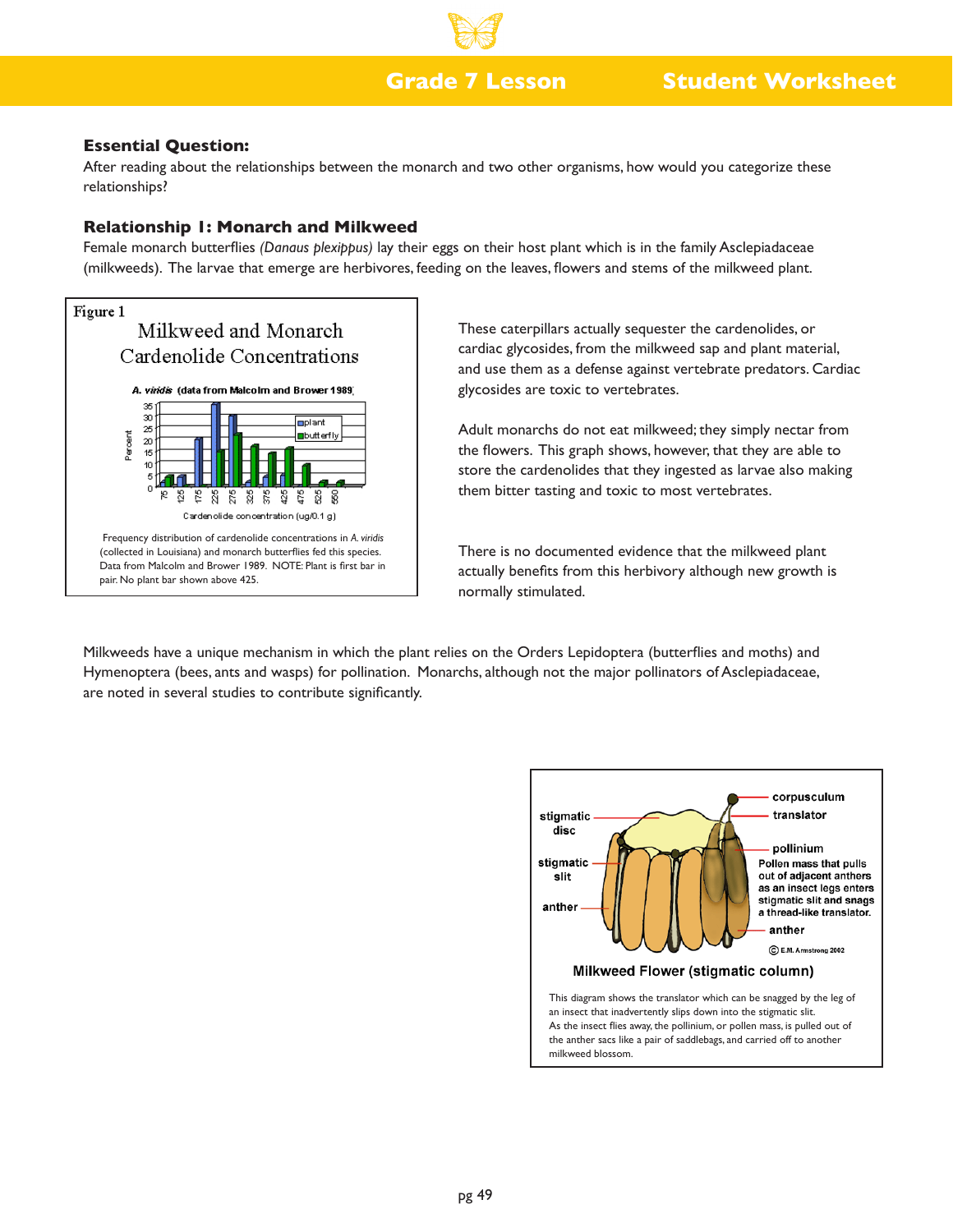Grade 7 Lesson — Student Worksheet

### Essential Question:

After reading about the relationships between the monarch and two other organisms, how would you categorize these relationships?

### Relationship 1: Monarch and Milkweed

Female monarch butterflies *(Danaus plexippus)* lay their eggs on their host plant which is in the family Asclepiadaceae (milkweeds). The larvae that emerge are herbivores, feeding on the leaves, flowers and stems of the milkweed plant.

Figure 1

Milkweed and Monarch Cardenolide Concentrations

Frequency distribution of cardenolide concentrations in *A. viridis* (collected in Louisiana) and monarch butterflies fed this species. Data from Malcolm and Brower 1989. NOTE: Plant is first bar in pair. No plant bar shown above 425.

These caterpillars actually sequester the cardenolides, or cardiac glycosides, from the milkweed sap and plant material, and use them as a defense against vertebrate predators. Cardiac glycosides are toxic to vertebrates.

Adult monarchs do not eat milkweed; they simply nectar from the flowers. This graph shows, however, that they are able to store the cardenolides that they ingested as larvae also making them bitter tasting and toxic to most vertebrates.

There is no documented evidence that the milkweed plant actually benefits from this herbivory although new growth is normally stimulated.

Milkweeds have a unique mechanism in which the plant relies on the Orders Lepidoptera (butterflies and moths) and Hymenoptera (bees, ants and wasps) for pollination. Monarchs, although not the major pollinators of Asclepiadaceae, are noted in several studies to contribute significantly.

Milkweed Flower (stigmatic column)

This diagram shows the translator which can be snagged by the leg of an insect that inadvertently slips down into the stigmatic slit. As the insect flies away, the pollinium, or pollen mass, is pulled out of the anther sacs like a pair of saddlebags, and carried off to another milkweed blossom.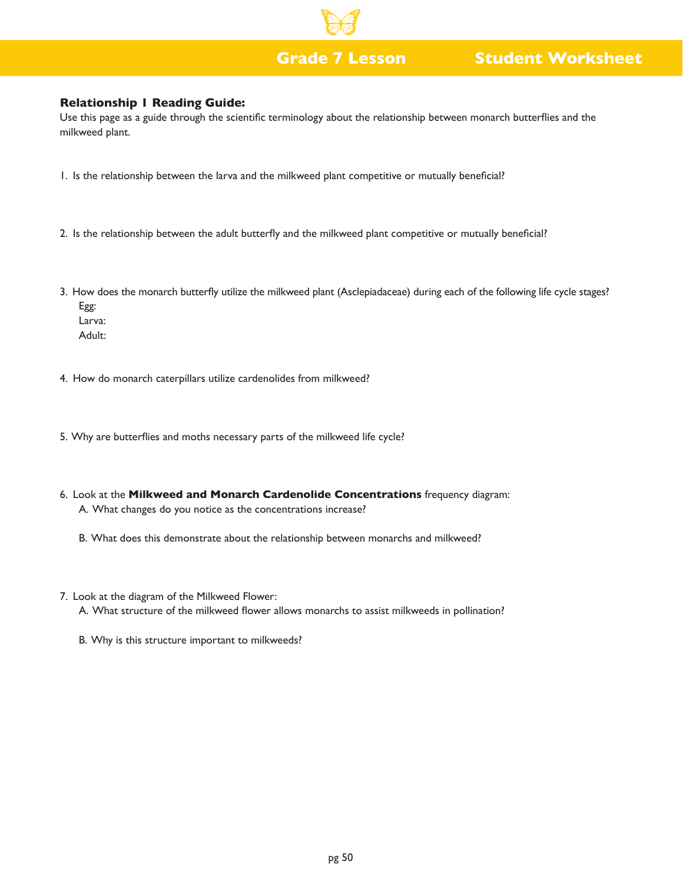**Grade 7 Lesson** **Student Worksheet**

### Relationship 1 Reading Guide:

Use this page as a guide through the scientific terminology about the relationship between monarch butterflies and the milkweed plant.

1. Is the relationship between the larva and the milkweed plant competitive or mutually beneficial?

2. Is the relationship between the adult butterfly and the milkweed plant competitive or mutually beneficial?

3. How does the monarch butterfly utilize the milkweed plant (Asclepiadaceae) during each of the following life cycle stages?
   Egg:
   Larva:
   Adult:

4. How do monarch caterpillars utilize cardenolides from milkweed?

5. Why are butterflies and moths necessary parts of the milkweed life cycle?

6. Look at the **Milkweed and Monarch Cardenolide Concentrations** frequency diagram:
   A. What changes do you notice as the concentrations increase?

   B. What does this demonstrate about the relationship between monarchs and milkweed?

7. Look at the diagram of the Milkweed Flower:
   A. What structure of the milkweed flower allows monarchs to assist milkweeds in pollination?

   B. Why is this structure important to milkweeds?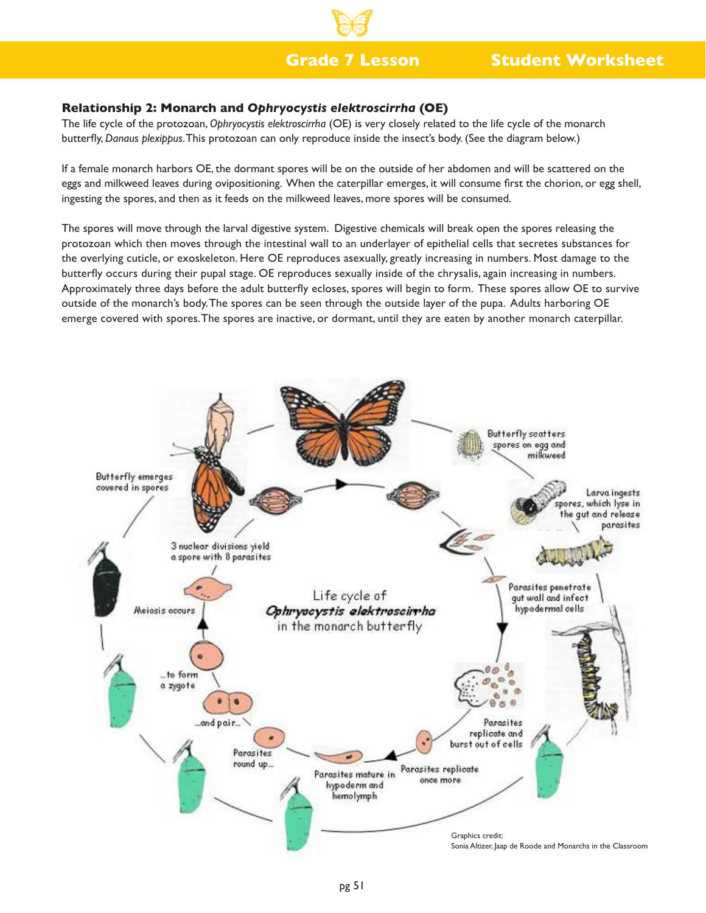### Relationship 2: Monarch and *Ophryocystis elektroscirrha* (OE)

The life cycle of the protozoan, *Ophryocystis elektroscirrha* (OE) is very closely related to the life cycle of the monarch butterfly, *Danaus plexippus*. This protozoan can only reproduce inside the insect's body. (See the diagram below.)

If a female monarch harbors OE, the dormant spores will be on the outside of her abdomen and will be scattered on the eggs and milkweed leaves during ovipositioning. When the caterpillar emerges, it will consume first the chorion, or egg shell, ingesting the spores, and then as it feeds on the milkweed leaves, more spores will be consumed.

The spores will move through the larval digestive system. Digestive chemicals will break open the spores releasing the protozoan which then moves through the intestinal wall to an underlayer of epithelial cells that secretes substances for the overlying cuticle, or exoskeleton. Here OE reproduces asexually, greatly increasing in numbers. Most damage to the butterfly occurs during their pupal stage. OE reproduces sexually inside of the chrysalis, again increasing in numbers. Approximately three days before the adult butterfly ecloses, spores will begin to form. These spores allow OE to survive outside of the monarch's body. The spores can be seen through the outside layer of the pupa. Adults harboring OE emerge covered with spores. The spores are inactive, or dormant, until they are eaten by another monarch caterpillar.

Life cycle of *Ophryocystis elektroscirrha* in the monarch butterfly

Butterfly scatters spores on egg and milkweed

Larva ingests spores, which lyse in the gut and release parasites

Parasites penetrate gut wall and infect hypodermal cells

Parasites replicate and burst out of cells

Parasites replicate once more

Parasites mature in hypoderm and hemolymph

Parasites round up...

...and pair...

...to form a zygote

Meiosis occurs

3 nuclear divisions yield a spore with 8 parasites

Butterfly emerges covered in spores

Graphics credit:
Sonia Altizer, Jaap de Roode and Monarchs in the Classroom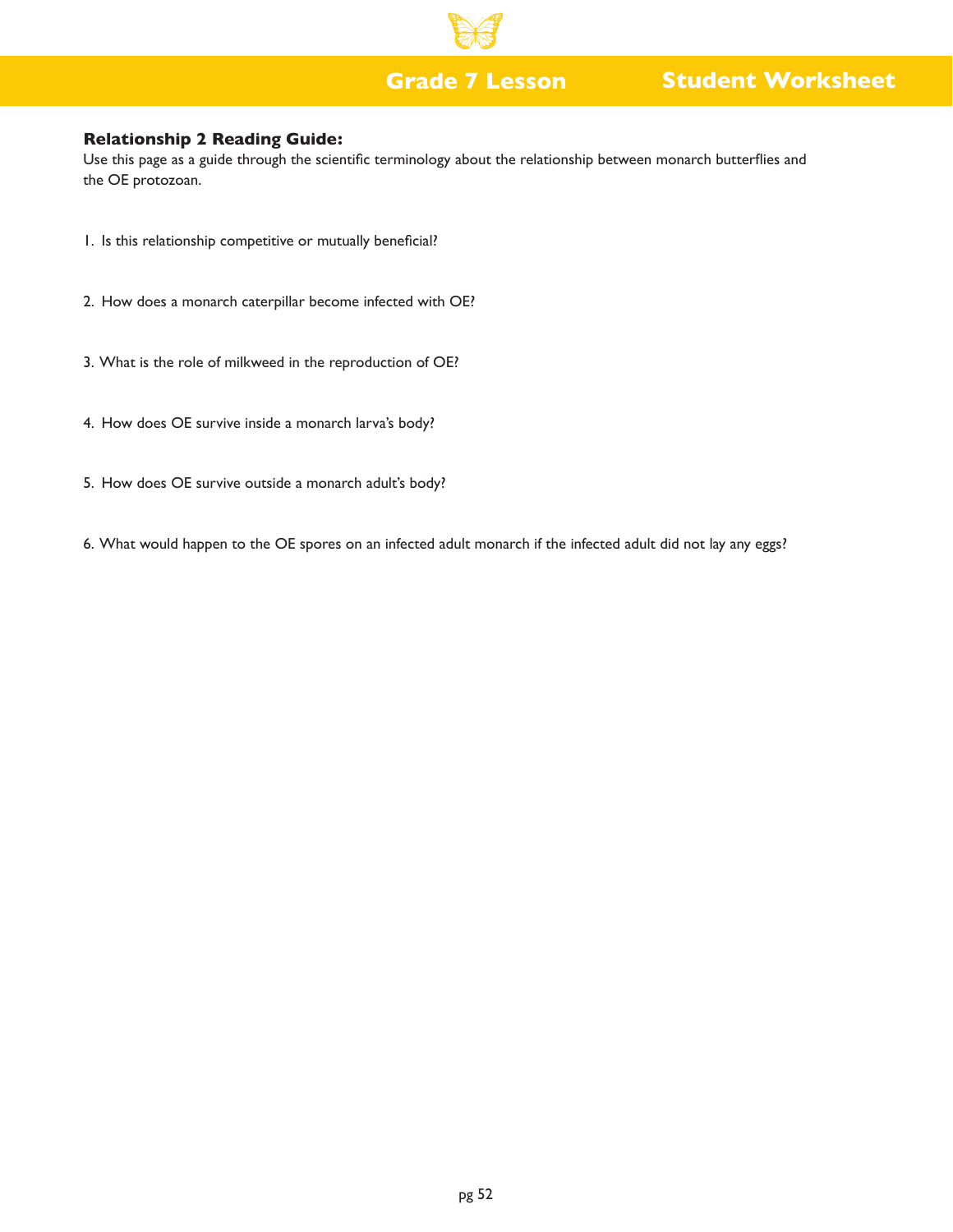## Relationship 2 Reading Guide:

Use this page as a guide through the scientific terminology about the relationship between monarch butterflies and the OE protozoan.

1. Is this relationship competitive or mutually beneficial?

2. How does a monarch caterpillar become infected with OE?

3. What is the role of milkweed in the reproduction of OE?

4. How does OE survive inside a monarch larva's body?

5. How does OE survive outside a monarch adult's body?

6. What would happen to the OE spores on an infected adult monarch if the infected adult did not lay any eggs?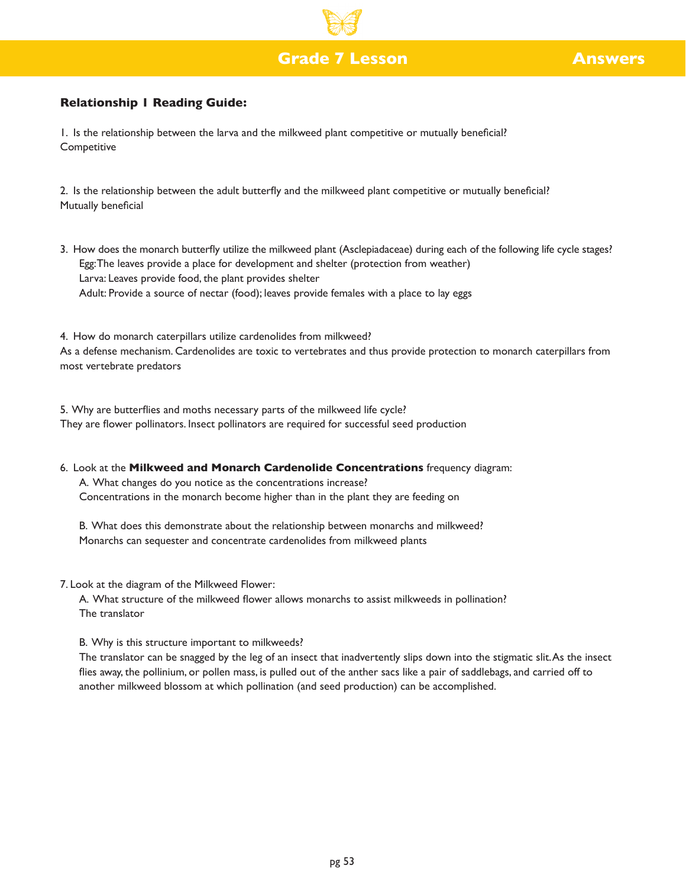# Grade 7 Lesson — Answers

### Relationship 1 Reading Guide:

1. Is the relationship between the larva and the milkweed plant competitive or mutually beneficial?
Competitive

2. Is the relationship between the adult butterfly and the milkweed plant competitive or mutually beneficial?
Mutually beneficial

3. How does the monarch butterfly utilize the milkweed plant (Asclepiadaceae) during each of the following life cycle stages?
   Egg: The leaves provide a place for development and shelter (protection from weather)
   Larva: Leaves provide food, the plant provides shelter
   Adult: Provide a source of nectar (food); leaves provide females with a place to lay eggs

4. How do monarch caterpillars utilize cardenolides from milkweed?
As a defense mechanism. Cardenolides are toxic to vertebrates and thus provide protection to monarch caterpillars from most vertebrate predators

5. Why are butterflies and moths necessary parts of the milkweed life cycle?
They are flower pollinators. Insect pollinators are required for successful seed production

6. Look at the **Milkweed and Monarch Cardenolide Concentrations** frequency diagram:
   A. What changes do you notice as the concentrations increase?
   Concentrations in the monarch become higher than in the plant they are feeding on

   B. What does this demonstrate about the relationship between monarchs and milkweed?
   Monarchs can sequester and concentrate cardenolides from milkweed plants

7. Look at the diagram of the Milkweed Flower:
   A. What structure of the milkweed flower allows monarchs to assist milkweeds in pollination?
   The translator

   B. Why is this structure important to milkweeds?
   The translator can be snagged by the leg of an insect that inadvertently slips down into the stigmatic slit. As the insect flies away, the pollinium, or pollen mass, is pulled out of the anther sacs like a pair of saddlebags, and carried off to another milkweed blossom at which pollination (and seed production) can be accomplished.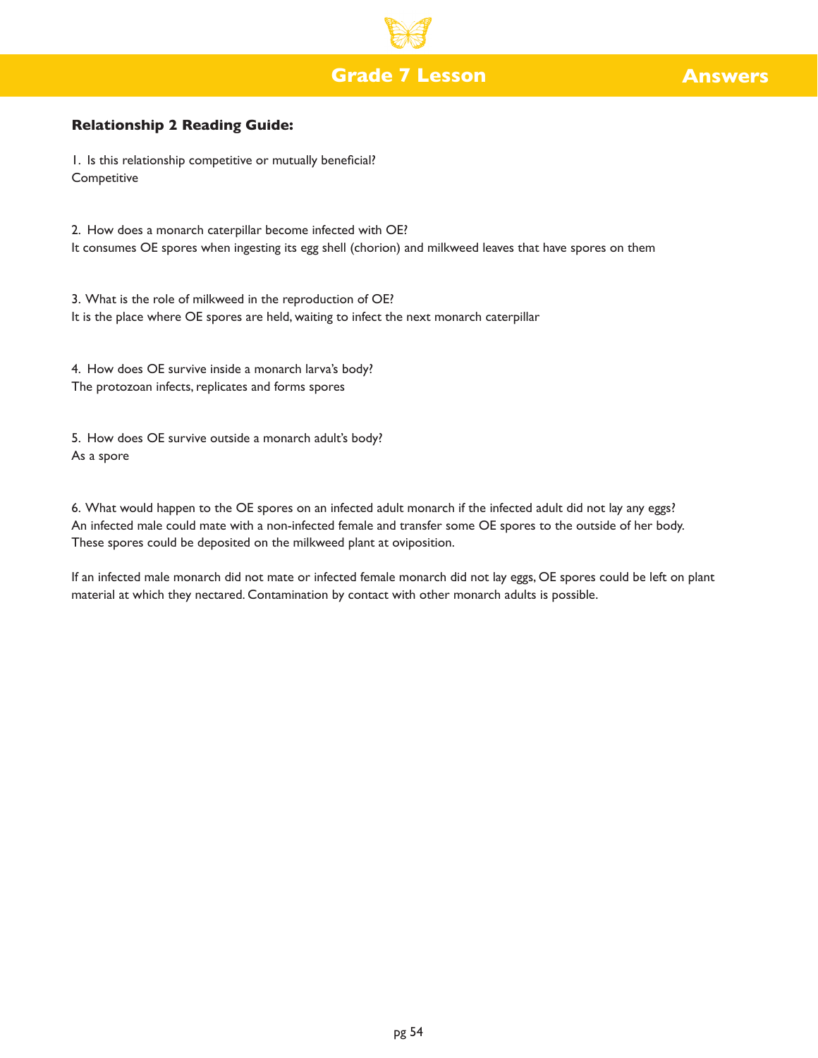# Grade 7 Lesson — Answers

### Relationship 2 Reading Guide:

1. Is this relationship competitive or mutually beneficial?
Competitive

2. How does a monarch caterpillar become infected with OE?
It consumes OE spores when ingesting its egg shell (chorion) and milkweed leaves that have spores on them

3. What is the role of milkweed in the reproduction of OE?
It is the place where OE spores are held, waiting to infect the next monarch caterpillar

4. How does OE survive inside a monarch larva's body?
The protozoan infects, replicates and forms spores

5. How does OE survive outside a monarch adult's body?
As a spore

6. What would happen to the OE spores on an infected adult monarch if the infected adult did not lay any eggs?
An infected male could mate with a non-infected female and transfer some OE spores to the outside of her body. These spores could be deposited on the milkweed plant at oviposition.

If an infected male monarch did not mate or infected female monarch did not lay eggs, OE spores could be left on plant material at which they nectared. Contamination by contact with other monarch adults is possible.